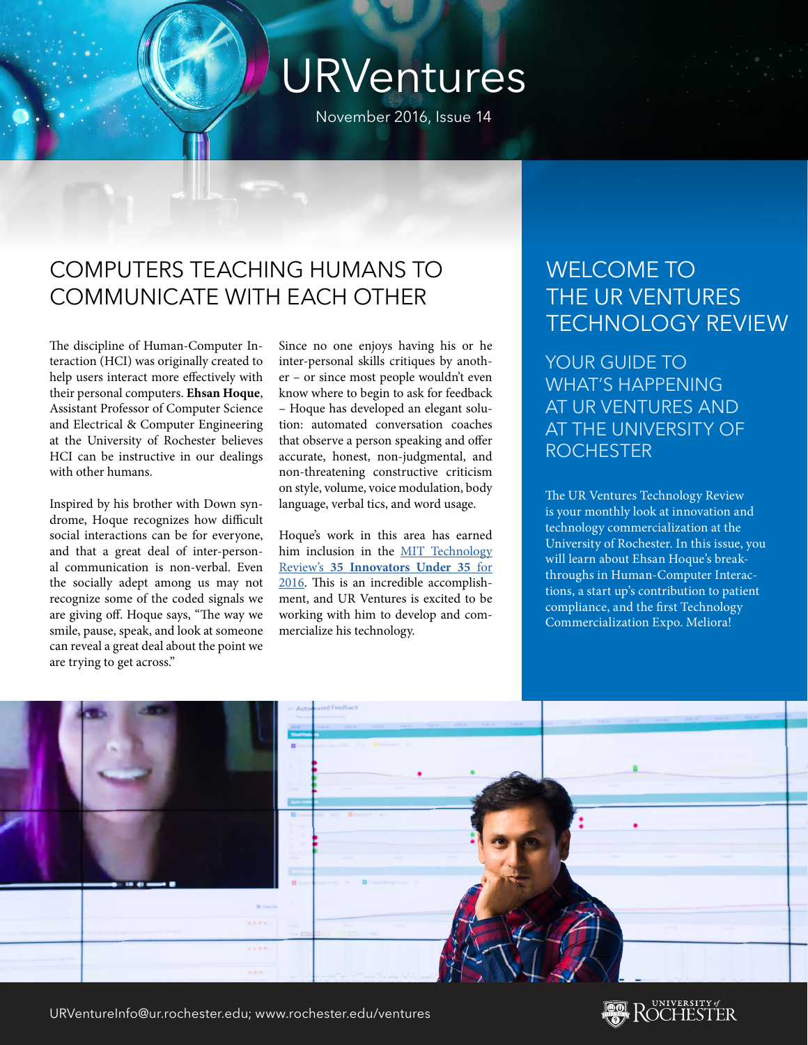# URVentures

November 2016, Issue 14

## COMPUTERS TEACHING HUMANS TO COMMUNICATE WITH EACH OTHER

The discipline of Human-Computer Interaction (HCI) was originally created to help users interact more effectively with their personal computers. **Ehsan Hoque**, Assistant Professor of Computer Science and Electrical & Computer Engineering at the University of Rochester believes HCI can be instructive in our dealings with other humans.

Inspired by his brother with Down syndrome, Hoque recognizes how difficult social interactions can be for everyone, and that a great deal of inter-personal communication is non-verbal. Even the socially adept among us may not recognize some of the coded signals we are giving off. Hoque says, "The way we smile, pause, speak, and look at someone can reveal a great deal about the point we are trying to get across."

Since no one enjoys having his or he inter-personal skills critiques by another – or since most people wouldn't even know where to begin to ask for feedback – Hoque has developed an elegant solution: automated conversation coaches that observe a person speaking and offer accurate, honest, non-judgmental, and non-threatening constructive criticism on style, volume, voice modulation, body language, verbal tics, and word usage.

Hoque's work in this area has earned him inclusion in the MIT Technology Review's **35 Innovators Under 35** for 2016. This is an incredible accomplishment, and UR Ventures is excited to be working with him to develop and commercialize his technology.

## WELCOME TO THE UR VENTURES TECHNOLOGY REVIEW

### YOUR GUIDE TO WHAT'S HAPPENING AT UR VENTURES AND AT THE UNIVERSITY OF ROCHESTER

The UR Ventures Technology Review is your monthly look at innovation and technology commercialization at the University of Rochester. In this issue, you will learn about Ehsan Hoque's breakthroughs in Human-Computer Interactions, a start up's contribution to patient compliance, and the first Technology Commercialization Expo. Meliora!

URVentureInfo@ur.rochester.edu; www.rochester.edu/ventures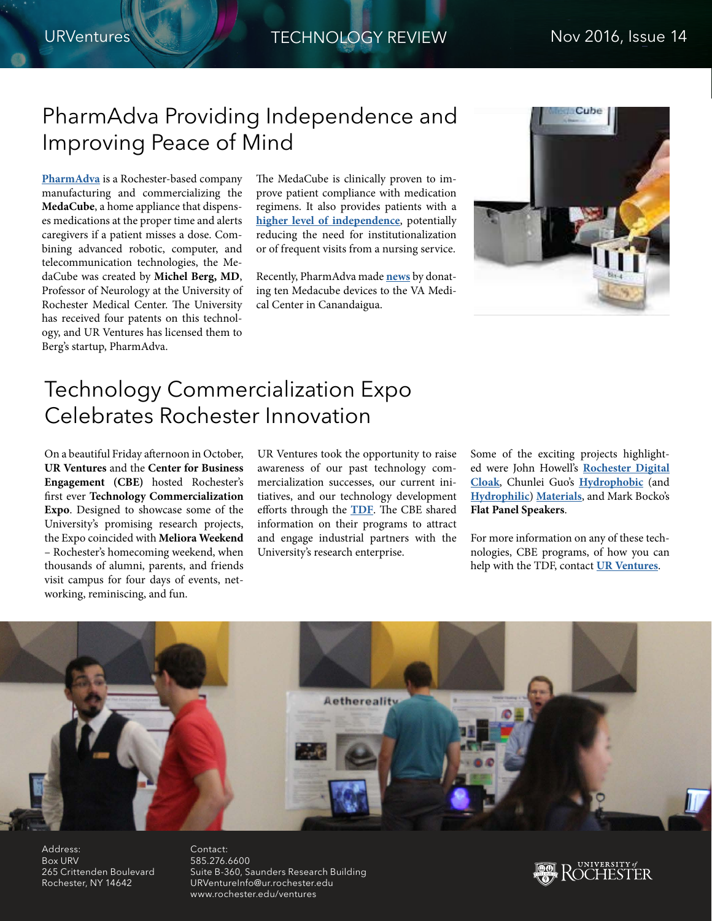# PharmAdva Providing Independence and Improving Peace of Mind

**PharmAdva** is a Rochester-based company manufacturing and commercializing the **MedaCube**, a home appliance that dispenses medications at the proper time and alerts caregivers if a patient misses a dose. Combining advanced robotic, computer, and telecommunication technologies, the MedaCube was created by **Michel Berg, MD**, Professor of Neurology at the University of Rochester Medical Center. The University has received four patents on this technology, and UR Ventures has licensed them to Berg's startup, PharmAdva.

The MedaCube is clinically proven to improve patient compliance with medication regimens. It also provides patients with a **higher level of independence**, potentially reducing the need for institutionalization or of frequent visits from a nursing service.

Recently, PharmAdva made **news** by donating ten Medacube devices to the VA Medical Center in Canandaigua.

# Technology Commercialization Expo Celebrates Rochester Innovation

On a beautiful Friday afternoon in October, **UR Ventures** and the **Center for Business Engagement (CBE)** hosted Rochester's first ever **Technology Commercialization Expo**. Designed to showcase some of the University's promising research projects, the Expo coincided with **Meliora Weekend** – Rochester's homecoming weekend, when thousands of alumni, parents, and friends visit campus for four days of events, networking, reminiscing, and fun.

UR Ventures took the opportunity to raise awareness of our past technology commercialization successes, our current initiatives, and our technology development efforts through the **TDF**. The CBE shared information on their programs to attract and engage industrial partners with the University's research enterprise.

Some of the exciting projects highlighted were John Howell's **Rochester Digital Cloak**, Chunlei Guo's **Hydrophobic** (and **Hydrophilic**) **Materials**, and Mark Bocko's **Flat Panel Speakers**.

For more information on any of these technologies, CBE programs, of how you can help with the TDF, contact **UR Ventures**.

Address:
Box URV
265 Crittenden Boulevard
Rochester, NY 14642

Contact:
585.276.6600
Suite B-360, Saunders Research Building
URVentureInfo@ur.rochester.edu
www.rochester.edu/ventures